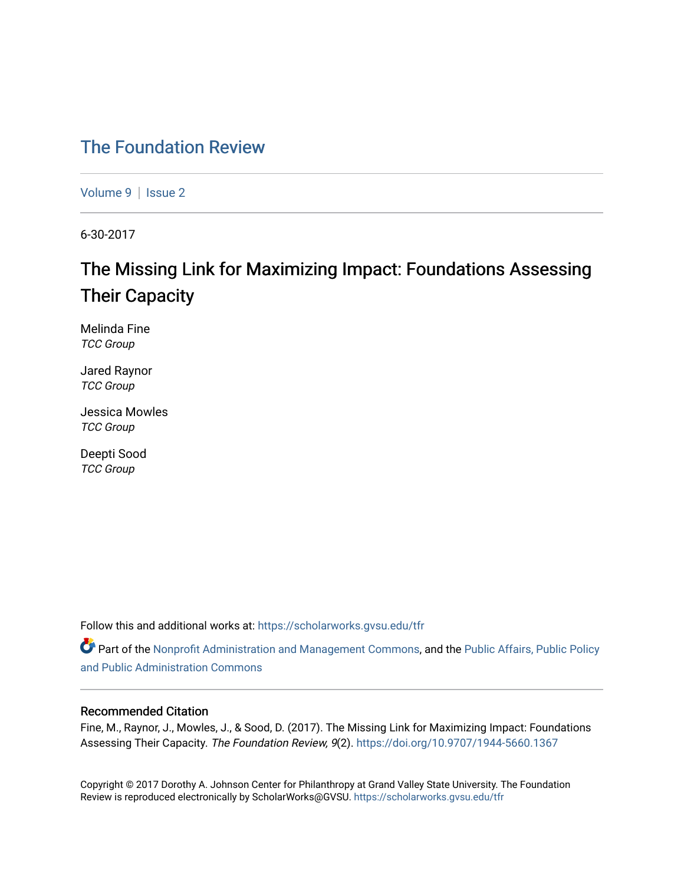# The Foundation Review

Volume 9 | Issue 2

6-30-2017

## The Missing Link for Maximizing Impact: Foundations Assessing Their Capacity

Melinda Fine
*TCC Group*

Jared Raynor
*TCC Group*

Jessica Mowles
*TCC Group*

Deepti Sood
*TCC Group*

Follow this and additional works at: https://scholarworks.gvsu.edu/tfr

Part of the Nonprofit Administration and Management Commons, and the Public Affairs, Public Policy and Public Administration Commons

### Recommended Citation

Fine, M., Raynor, J., Mowles, J., & Sood, D. (2017). The Missing Link for Maximizing Impact: Foundations Assessing Their Capacity. *The Foundation Review, 9*(2). https://doi.org/10.9707/1944-5660.1367

Copyright © 2017 Dorothy A. Johnson Center for Philanthropy at Grand Valley State University. The Foundation Review is reproduced electronically by ScholarWorks@GVSU. https://scholarworks.gvsu.edu/tfr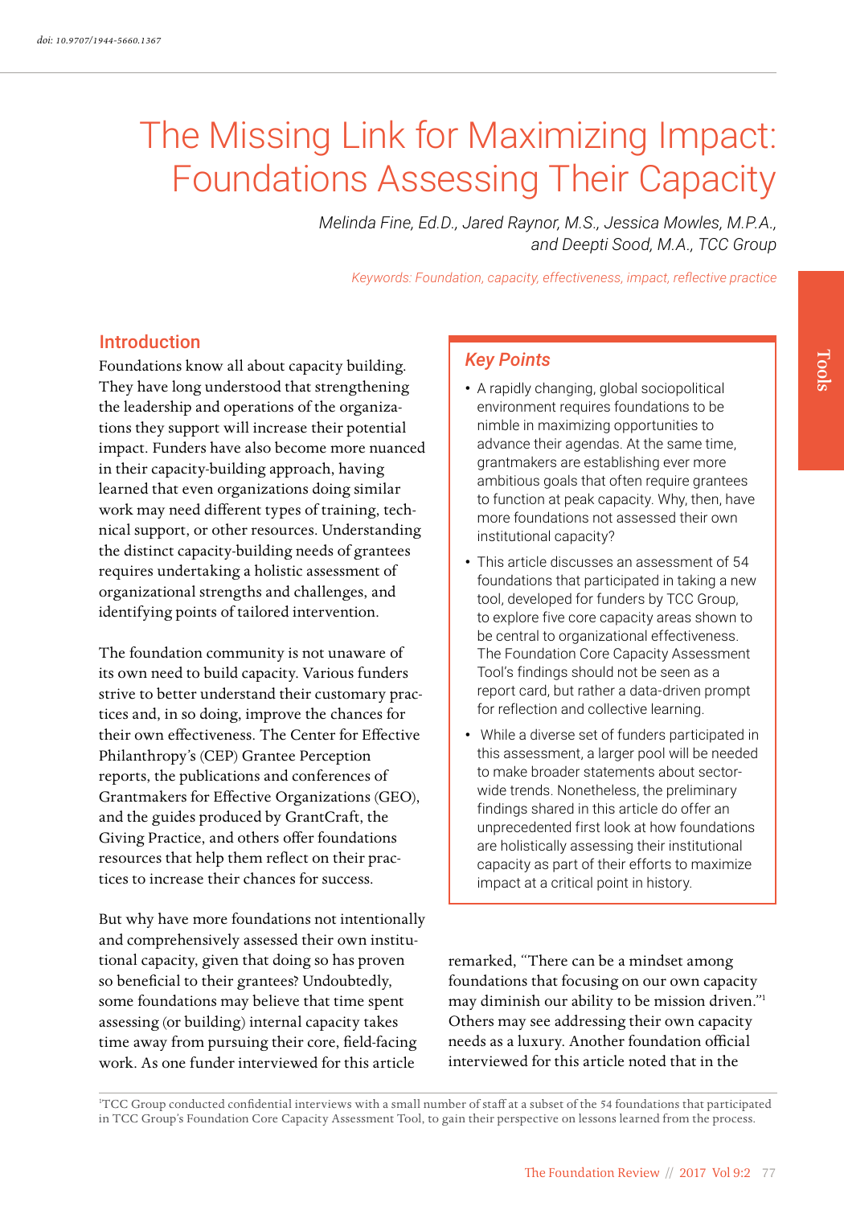# The Missing Link for Maximizing Impact: Foundations Assessing Their Capacity

*Melinda Fine, Ed.D., Jared Raynor, M.S., Jessica Mowles, M.P.A., and Deepti Sood, M.A., TCC Group*

*Keywords: Foundation, capacity, effectiveness, impact, reflective practice*

## Introduction

Foundations know all about capacity building. They have long understood that strengthening the leadership and operations of the organizations they support will increase their potential impact. Funders have also become more nuanced in their capacity-building approach, having learned that even organizations doing similar work may need different types of training, technical support, or other resources. Understanding the distinct capacity-building needs of grantees requires undertaking a holistic assessment of organizational strengths and challenges, and identifying points of tailored intervention.

The foundation community is not unaware of its own need to build capacity. Various funders strive to better understand their customary practices and, in so doing, improve the chances for their own effectiveness. The Center for Effective Philanthropy's (CEP) Grantee Perception reports, the publications and conferences of Grantmakers for Effective Organizations (GEO), and the guides produced by GrantCraft, the Giving Practice, and others offer foundations resources that help them reflect on their practices to increase their chances for success.

But why have more foundations not intentionally and comprehensively assessed their own institutional capacity, given that doing so has proven so beneficial to their grantees? Undoubtedly, some foundations may believe that time spent assessing (or building) internal capacity takes time away from pursuing their core, field-facing work. As one funder interviewed for this article remarked, "There can be a mindset among foundations that focusing on our own capacity may diminish our ability to be mission driven."[1] Others may see addressing their own capacity needs as a luxury. Another foundation official interviewed for this article noted that in the

### *Key Points*

- A rapidly changing, global sociopolitical environment requires foundations to be nimble in maximizing opportunities to advance their agendas. At the same time, grantmakers are establishing ever more ambitious goals that often require grantees to function at peak capacity. Why, then, have more foundations not assessed their own institutional capacity?
- This article discusses an assessment of 54 foundations that participated in taking a new tool, developed for funders by TCC Group, to explore five core capacity areas shown to be central to organizational effectiveness. The Foundation Core Capacity Assessment Tool's findings should not be seen as a report card, but rather a data-driven prompt for reflection and collective learning.
- While a diverse set of funders participated in this assessment, a larger pool will be needed to make broader statements about sector-wide trends. Nonetheless, the preliminary findings shared in this article do offer an unprecedented first look at how foundations are holistically assessing their institutional capacity as part of their efforts to maximize impact at a critical point in history.

[1] TCC Group conducted confidential interviews with a small number of staff at a subset of the 54 foundations that participated in TCC Group's Foundation Core Capacity Assessment Tool, to gain their perspective on lessons learned from the process.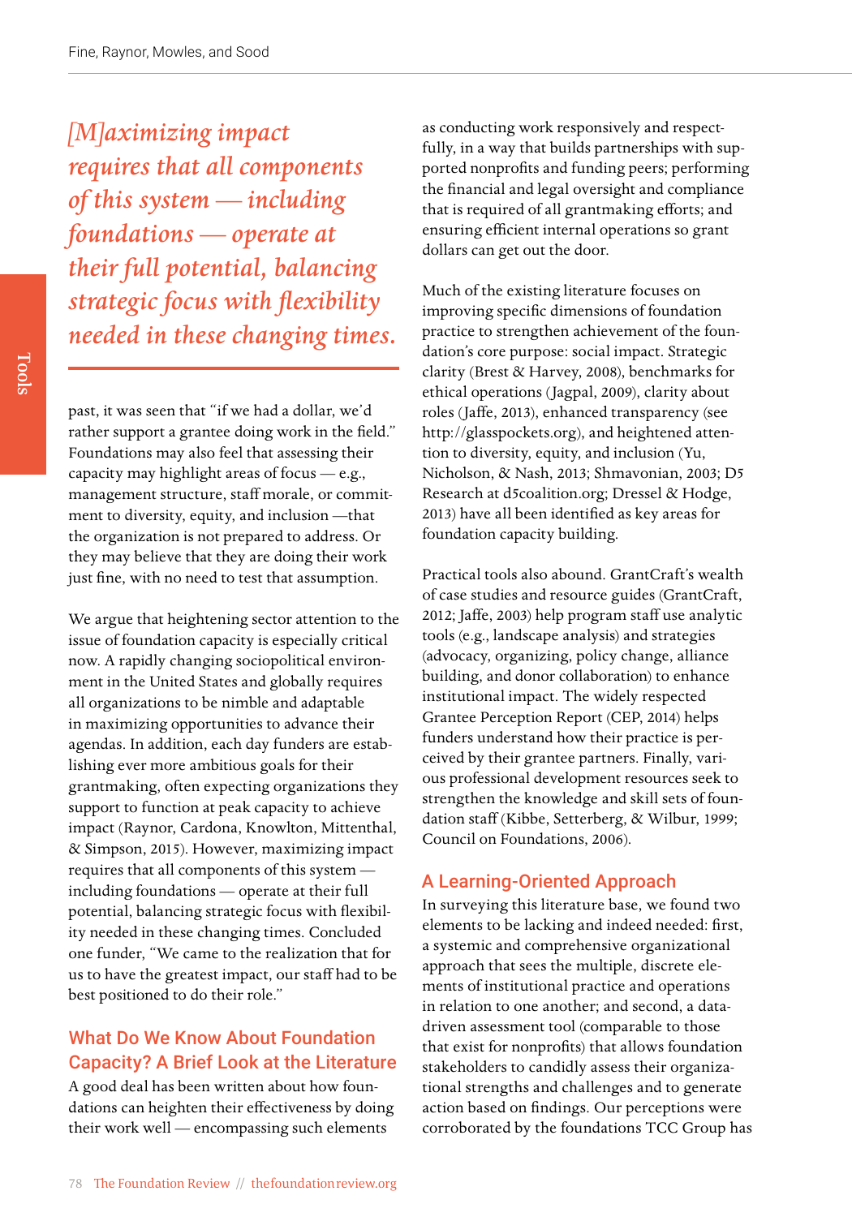*[M]aximizing impact requires that all components of this system — including foundations — operate at their full potential, balancing strategic focus with flexibility needed in these changing times.*

past, it was seen that "if we had a dollar, we'd rather support a grantee doing work in the field." Foundations may also feel that assessing their capacity may highlight areas of focus — e.g., management structure, staff morale, or commitment to diversity, equity, and inclusion —that the organization is not prepared to address. Or they may believe that they are doing their work just fine, with no need to test that assumption.

We argue that heightening sector attention to the issue of foundation capacity is especially critical now. A rapidly changing sociopolitical environment in the United States and globally requires all organizations to be nimble and adaptable in maximizing opportunities to advance their agendas. In addition, each day funders are establishing ever more ambitious goals for their grantmaking, often expecting organizations they support to function at peak capacity to achieve impact (Raynor, Cardona, Knowlton, Mittenthal, & Simpson, 2015). However, maximizing impact requires that all components of this system — including foundations — operate at their full potential, balancing strategic focus with flexibility needed in these changing times. Concluded one funder, "We came to the realization that for us to have the greatest impact, our staff had to be best positioned to do their role."

## What Do We Know About Foundation Capacity? A Brief Look at the Literature

A good deal has been written about how foundations can heighten their effectiveness by doing their work well — encompassing such elements as conducting work responsibly and respectfully, in a way that builds partnerships with supported nonprofits and funding peers; performing the financial and legal oversight and compliance that is required of all grantmaking efforts; and ensuring efficient internal operations so grant dollars can get out the door.

Much of the existing literature focuses on improving specific dimensions of foundation practice to strengthen achievement of the foundation's core purpose: social impact. Strategic clarity (Brest & Harvey, 2008), benchmarks for ethical operations (Jagpal, 2009), clarity about roles (Jaffe, 2013), enhanced transparency (see http://glasspockets.org), and heightened attention to diversity, equity, and inclusion (Yu, Nicholson, & Nash, 2013; Shmavonian, 2003; D5 Research at d5coalition.org; Dressel & Hodge, 2013) have all been identified as key areas for foundation capacity building.

Practical tools also abound. GrantCraft's wealth of case studies and resource guides (GrantCraft, 2012; Jaffe, 2003) help program staff use analytic tools (e.g., landscape analysis) and strategies (advocacy, organizing, policy change, alliance building, and donor collaboration) to enhance institutional impact. The widely respected Grantee Perception Report (CEP, 2014) helps funders understand how their practice is perceived by their grantee partners. Finally, various professional development resources seek to strengthen the knowledge and skill sets of foundation staff (Kibbe, Setterberg, & Wilbur, 1999; Council on Foundations, 2006).

## A Learning-Oriented Approach

In surveying this literature base, we found two elements to be lacking and indeed needed: first, a systemic and comprehensive organizational approach that sees the multiple, discrete elements of institutional practice and operations in relation to one another; and second, a data-driven assessment tool (comparable to those that exist for nonprofits) that allows foundation stakeholders to candidly assess their organizational strengths and challenges and to generate action based on findings. Our perceptions were corroborated by the foundations TCC Group has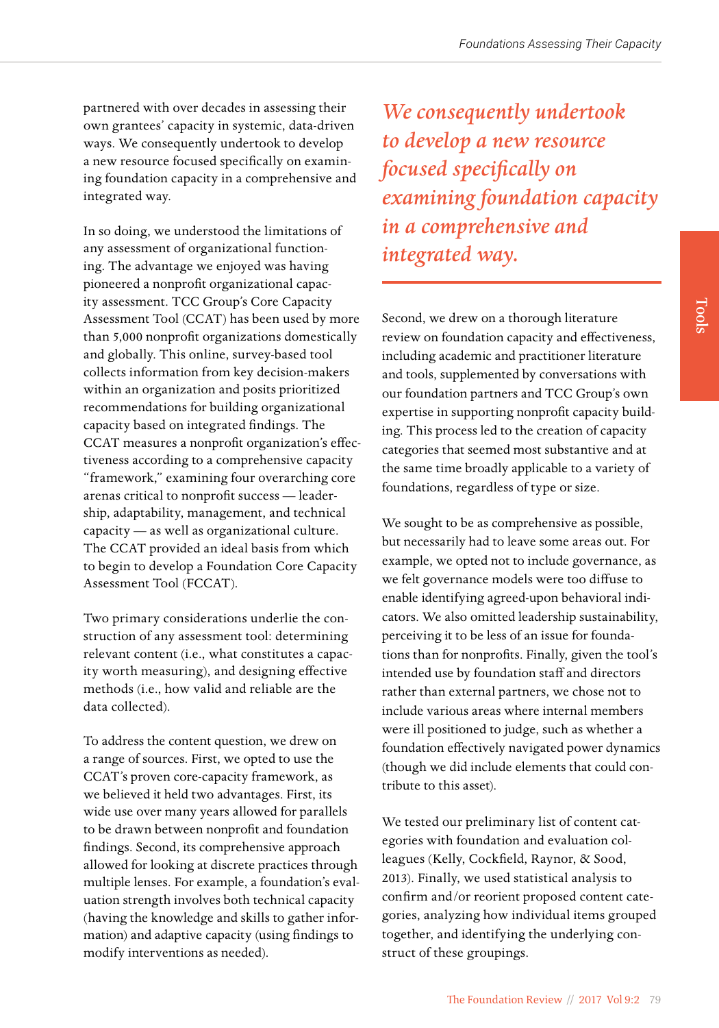partnered with over decades in assessing their own grantees' capacity in systemic, data-driven ways. We consequently undertook to develop a new resource focused specifically on examining foundation capacity in a comprehensive and integrated way.

In so doing, we understood the limitations of any assessment of organizational functioning. The advantage we enjoyed was having pioneered a nonprofit organizational capacity assessment. TCC Group's Core Capacity Assessment Tool (CCAT) has been used by more than 5,000 nonprofit organizations domestically and globally. This online, survey-based tool collects information from key decision-makers within an organization and posits prioritized recommendations for building organizational capacity based on integrated findings. The CCAT measures a nonprofit organization's effectiveness according to a comprehensive capacity "framework," examining four overarching core arenas critical to nonprofit success — leadership, adaptability, management, and technical capacity — as well as organizational culture. The CCAT provided an ideal basis from which to begin to develop a Foundation Core Capacity Assessment Tool (FCCAT).

Two primary considerations underlie the construction of any assessment tool: determining relevant content (i.e., what constitutes a capacity worth measuring), and designing effective methods (i.e., how valid and reliable are the data collected).

To address the content question, we drew on a range of sources. First, we opted to use the CCAT's proven core-capacity framework, as we believed it held two advantages. First, its wide use over many years allowed for parallels to be drawn between nonprofit and foundation findings. Second, its comprehensive approach allowed for looking at discrete practices through multiple lenses. For example, a foundation's evaluation strength involves both technical capacity (having the knowledge and skills to gather information) and adaptive capacity (using findings to modify interventions as needed).

*We consequently undertook to develop a new resource focused specifically on examining foundation capacity in a comprehensive and integrated way.*

Second, we drew on a thorough literature review on foundation capacity and effectiveness, including academic and practitioner literature and tools, supplemented by conversations with our foundation partners and TCC Group's own expertise in supporting nonprofit capacity building. This process led to the creation of capacity categories that seemed most substantive and at the same time broadly applicable to a variety of foundations, regardless of type or size.

We sought to be as comprehensive as possible, but necessarily had to leave some areas out. For example, we opted not to include governance, as we felt governance models were too diffuse to enable identifying agreed-upon behavioral indicators. We also omitted leadership sustainability, perceiving it to be less of an issue for foundations than for nonprofits. Finally, given the tool's intended use by foundation staff and directors rather than external partners, we chose not to include various areas where internal members were ill positioned to judge, such as whether a foundation effectively navigated power dynamics (though we did include elements that could contribute to this asset).

We tested our preliminary list of content categories with foundation and evaluation colleagues (Kelly, Cockfield, Raynor, & Sood, 2013). Finally, we used statistical analysis to confirm and/or reorient proposed content categories, analyzing how individual items grouped together, and identifying the underlying construct of these groupings.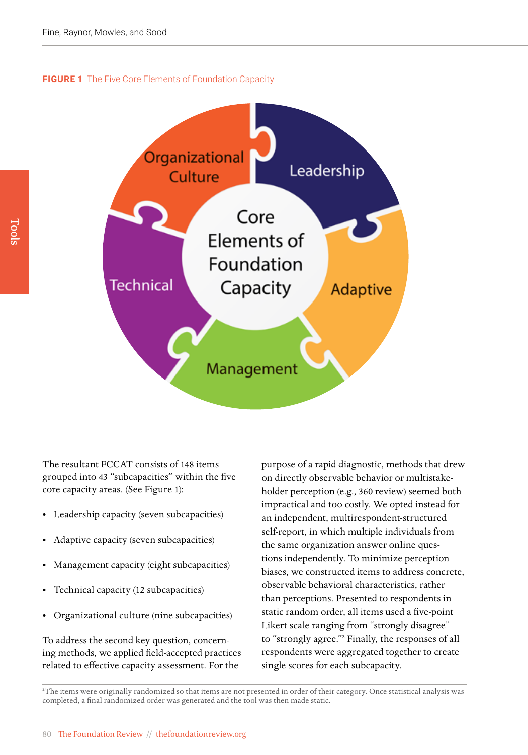**FIGURE 1** The Five Core Elements of Foundation Capacity

Core Elements of Foundation Capacity

Leadership

Adaptive

Management

Technical

Organizational Culture

The resultant FCCAT consists of 148 items grouped into 43 "subcapacities" within the five core capacity areas. (See Figure 1):

- Leadership capacity (seven subcapacities)
- Adaptive capacity (seven subcapacities)
- Management capacity (eight subcapacities)
- Technical capacity (12 subcapacities)
- Organizational culture (nine subcapacities)

To address the second key question, concerning methods, we applied field-accepted practices related to effective capacity assessment. For the purpose of a rapid diagnostic, methods that drew on directly observable behavior or multistakeholder perception (e.g., 360 review) seemed both impractical and too costly. We opted instead for an independent, multirespondent-structured self-report, in which multiple individuals from the same organization answer online questions independently. To minimize perception biases, we constructed items to address concrete, observable behavioral characteristics, rather than perceptions. Presented to respondents in static random order, all items used a five-point Likert scale ranging from "strongly disagree" to "strongly agree."[2] Finally, the responses of all respondents were aggregated together to create single scores for each subcapacity.

[2]The items were originally randomized so that items are not presented in order of their category. Once statistical analysis was completed, a final randomized order was generated and the tool was then made static.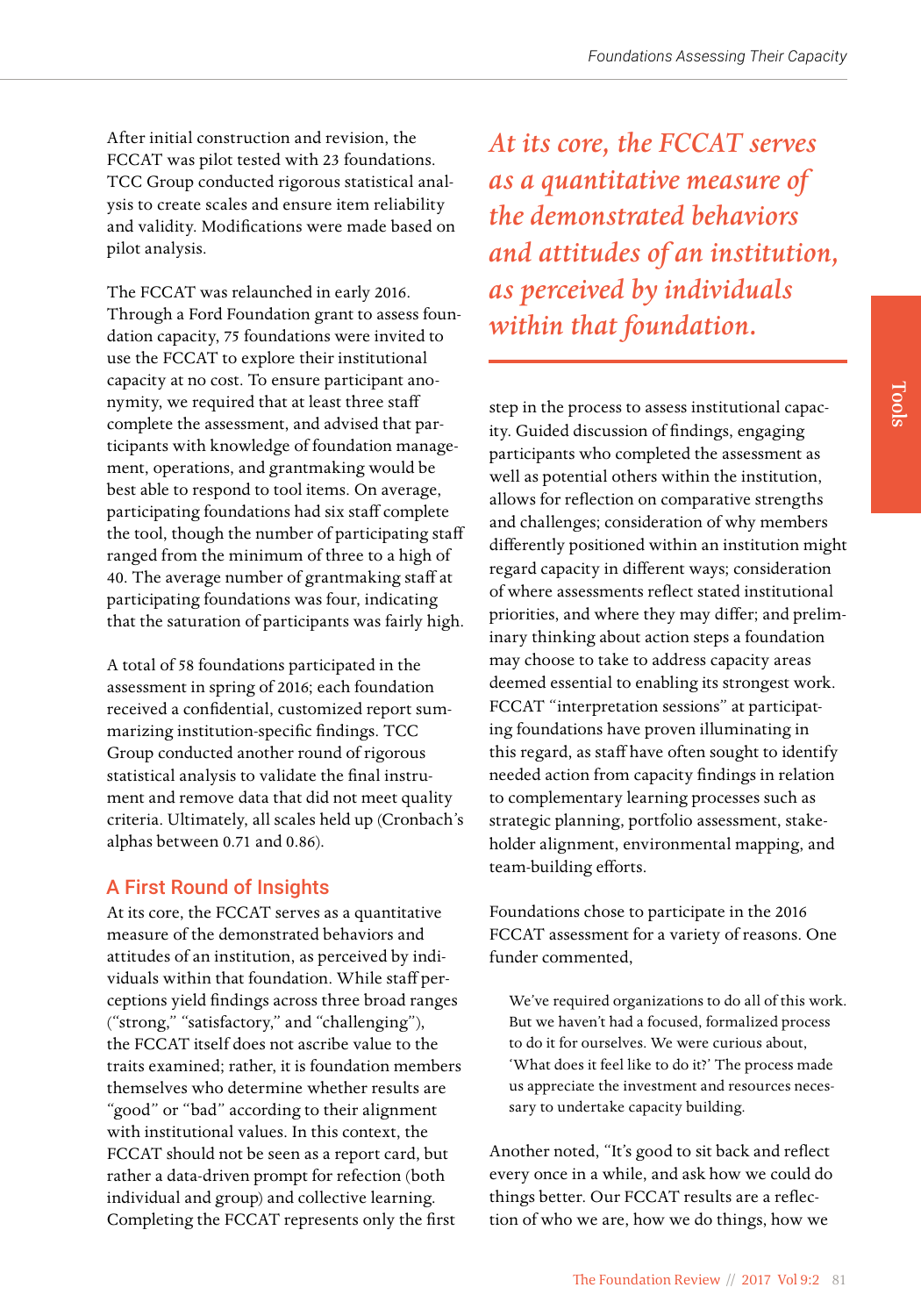After initial construction and revision, the FCCAT was pilot tested with 23 foundations. TCC Group conducted rigorous statistical analysis to create scales and ensure item reliability and validity. Modifications were made based on pilot analysis.

The FCCAT was relaunched in early 2016. Through a Ford Foundation grant to assess foundation capacity, 75 foundations were invited to use the FCCAT to explore their institutional capacity at no cost. To ensure participant anonymity, we required that at least three staff complete the assessment, and advised that participants with knowledge of foundation management, operations, and grantmaking would be best able to respond to tool items. On average, participating foundations had six staff complete the tool, though the number of participating staff ranged from the minimum of three to a high of 40. The average number of grantmaking staff at participating foundations was four, indicating that the saturation of participants was fairly high.

A total of 58 foundations participated in the assessment in spring of 2016; each foundation received a confidential, customized report summarizing institution-specific findings. TCC Group conducted another round of rigorous statistical analysis to validate the final instrument and remove data that did not meet quality criteria. Ultimately, all scales held up (Cronbach's alphas between 0.71 and 0.86).

## A First Round of Insights

At its core, the FCCAT serves as a quantitative measure of the demonstrated behaviors and attitudes of an institution, as perceived by individuals within that foundation. While staff perceptions yield findings across three broad ranges ("strong," "satisfactory," and "challenging"), the FCCAT itself does not ascribe value to the traits examined; rather, it is foundation members themselves who determine whether results are "good" or "bad" according to their alignment with institutional values. In this context, the FCCAT should not be seen as a report card, but rather a data-driven prompt for refection (both individual and group) and collective learning. Completing the FCCAT represents only the first step in the process to assess institutional capacity. Guided discussion of findings, engaging participants who completed the assessment as well as potential others within the institution, allows for reflection on comparative strengths and challenges; consideration of why members differently positioned within an institution might regard capacity in different ways; consideration of where assessments reflect stated institutional priorities, and where they may differ; and preliminary thinking about action steps a foundation may choose to take to address capacity areas deemed essential to enabling its strongest work. FCCAT "interpretation sessions" at participating foundations have proven illuminating in this regard, as staff have often sought to identify needed action from capacity findings in relation to complementary learning processes such as strategic planning, portfolio assessment, stakeholder alignment, environmental mapping, and team-building efforts.

*At its core, the FCCAT serves as a quantitative measure of the demonstrated behaviors and attitudes of an institution, as perceived by individuals within that foundation.*

Foundations chose to participate in the 2016 FCCAT assessment for a variety of reasons. One funder commented,

> We've required organizations to do all of this work. But we haven't had a focused, formalized process to do it for ourselves. We were curious about, 'What does it feel like to do it?' The process made us appreciate the investment and resources necessary to undertake capacity building.

Another noted, "It's good to sit back and reflect every once in a while, and ask how we could do things better. Our FCCAT results are a reflection of who we are, how we do things, how we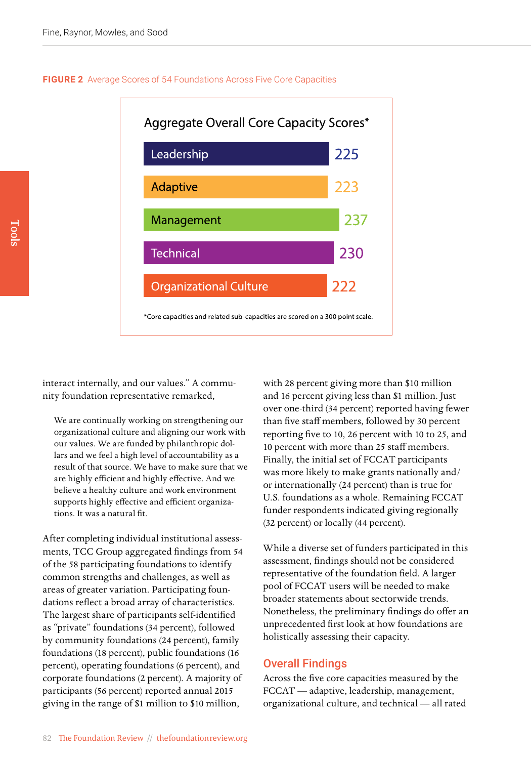**FIGURE 2** Average Scores of 54 Foundations Across Five Core Capacities

Aggregate Overall Core Capacity Scores*

| Core Capacity | Score |
|---|---|
| Leadership | 225 |
| Adaptive | 223 |
| Management | 237 |
| Technical | 230 |
| Organizational Culture | 222 |

*Core capacities and related sub-capacities are scored on a 300 point scale.

interact internally, and our values." A community foundation representative remarked,

> We are continually working on strengthening our organizational culture and aligning our work with our values. We are funded by philanthropic dollars and we feel a high level of accountability as a result of that source. We have to make sure that we are highly efficient and highly effective. And we believe a healthy culture and work environment supports highly effective and efficient organizations. It was a natural fit.

After completing individual institutional assessments, TCC Group aggregated findings from 54 of the 58 participating foundations to identify common strengths and challenges, as well as areas of greater variation. Participating foundations reflect a broad array of characteristics. The largest share of participants self-identified as "private" foundations (34 percent), followed by community foundations (24 percent), family foundations (18 percent), public foundations (16 percent), operating foundations (6 percent), and corporate foundations (2 percent). A majority of participants (56 percent) reported annual 2015 giving in the range of $1 million to $10 million, with 28 percent giving more than $10 million and 16 percent giving less than $1 million. Just over one-third (34 percent) reported having fewer than five staff members, followed by 30 percent reporting five to 10, 26 percent with 10 to 25, and 10 percent with more than 25 staff members. Finally, the initial set of FCCAT participants was more likely to make grants nationally and/or internationally (24 percent) than is true for U.S. foundations as a whole. Remaining FCCAT funder respondents indicated giving regionally (32 percent) or locally (44 percent).

While a diverse set of funders participated in this assessment, findings should not be considered representative of the foundation field. A larger pool of FCCAT users will be needed to make broader statements about sectorwide trends. Nonetheless, the preliminary findings do offer an unprecedented first look at how foundations are holistically assessing their capacity.

## Overall Findings

Across the five core capacities measured by the FCCAT — adaptive, leadership, management, organizational culture, and technical — all rated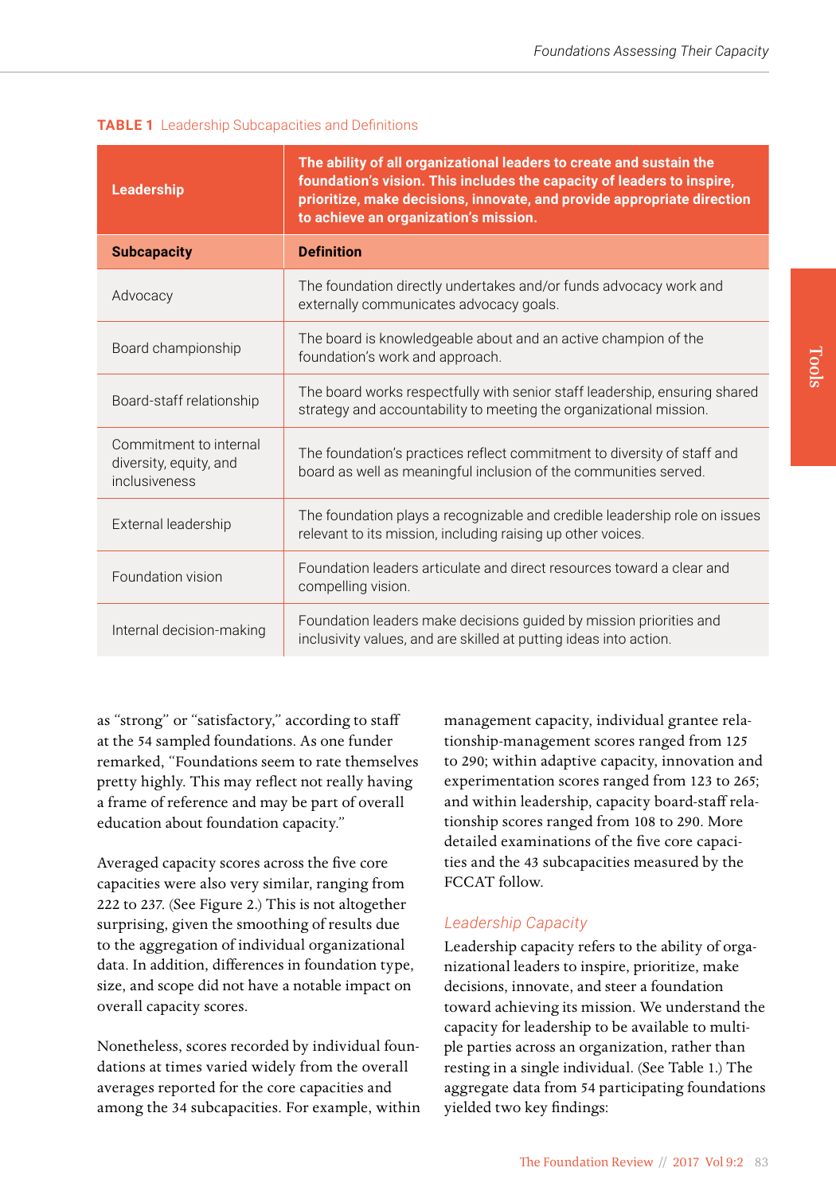**TABLE 1** Leadership Subcapacities and Definitions

| Leadership | The ability of all organizational leaders to create and sustain the foundation's vision. This includes the capacity of leaders to inspire, prioritize, make decisions, innovate, and provide appropriate direction to achieve an organization's mission. |
|---|---|
| **Subcapacity** | **Definition** |
| Advocacy | The foundation directly undertakes and/or funds advocacy work and externally communicates advocacy goals. |
| Board championship | The board is knowledgeable about and an active champion of the foundation's work and approach. |
| Board-staff relationship | The board works respectfully with senior staff leadership, ensuring shared strategy and accountability to meeting the organizational mission. |
| Commitment to internal diversity, equity, and inclusiveness | The foundation's practices reflect commitment to diversity of staff and board as well as meaningful inclusion of the communities served. |
| External leadership | The foundation plays a recognizable and credible leadership role on issues relevant to its mission, including raising up other voices. |
| Foundation vision | Foundation leaders articulate and direct resources toward a clear and compelling vision. |
| Internal decision-making | Foundation leaders make decisions guided by mission priorities and inclusivity values, and are skilled at putting ideas into action. |

as "strong" or "satisfactory," according to staff at the 54 sampled foundations. As one funder remarked, "Foundations seem to rate themselves pretty highly. This may reflect not really having a frame of reference and may be part of overall education about foundation capacity."

Averaged capacity scores across the five core capacities were also very similar, ranging from 222 to 237. (See Figure 2.) This is not altogether surprising, given the smoothing of results due to the aggregation of individual organizational data. In addition, differences in foundation type, size, and scope did not have a notable impact on overall capacity scores.

Nonetheless, scores recorded by individual foundations at times varied widely from the overall averages reported for the core capacities and among the 34 subcapacities. For example, within management capacity, individual grantee relationship-management scores ranged from 125 to 290; within adaptive capacity, innovation and experimentation scores ranged from 123 to 265; and within leadership, capacity board-staff relationship scores ranged from 108 to 290. More detailed examinations of the five core capacities and the 43 subcapacities measured by the FCCAT follow.

### *Leadership Capacity*

Leadership capacity refers to the ability of organizational leaders to inspire, prioritize, make decisions, innovate, and steer a foundation toward achieving its mission. We understand the capacity for leadership to be available to multiple parties across an organization, rather than resting in a single individual. (See Table 1.) The aggregate data from 54 participating foundations yielded two key findings: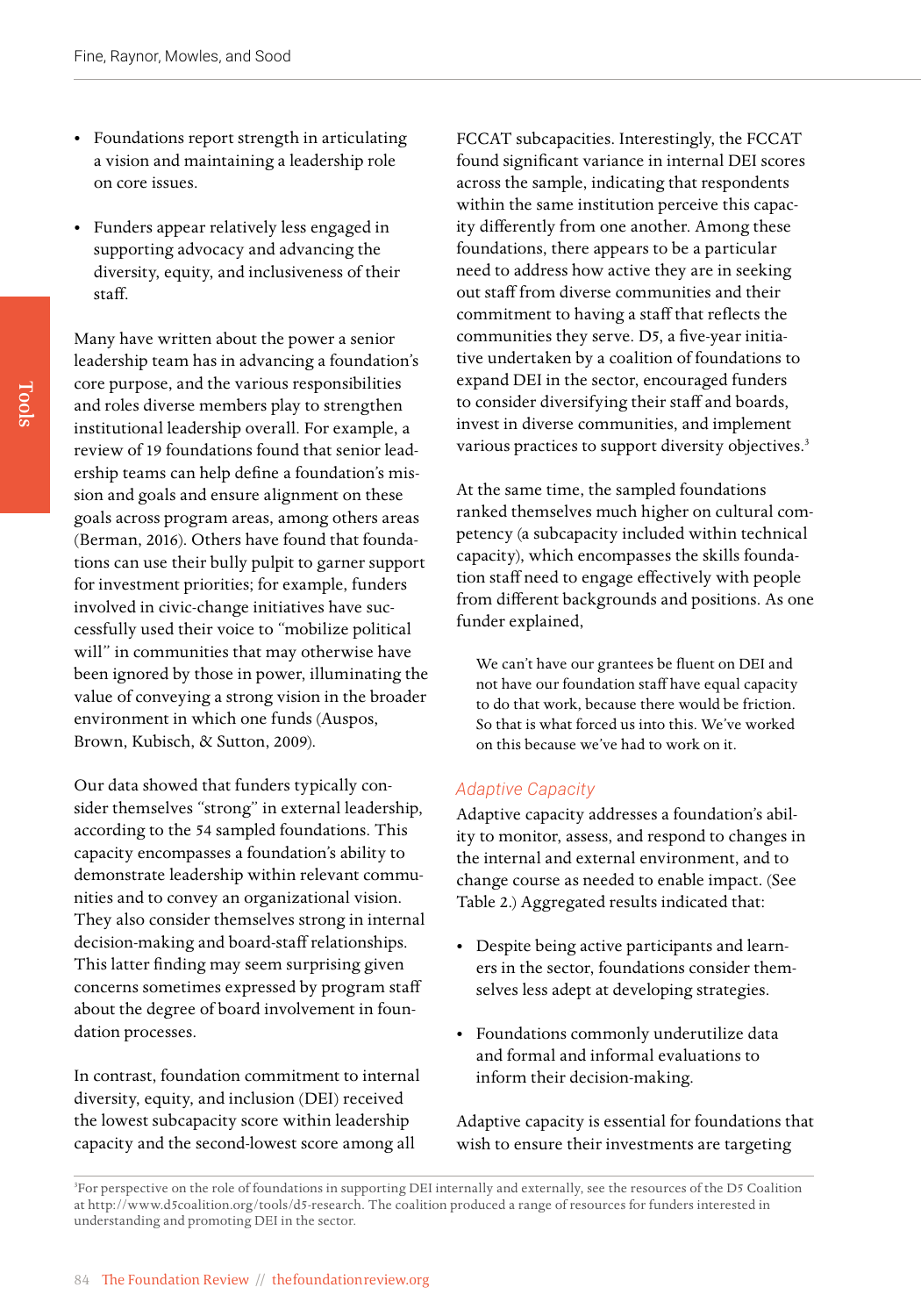- Foundations report strength in articulating a vision and maintaining a leadership role on core issues.

- Funders appear relatively less engaged in supporting advocacy and advancing the diversity, equity, and inclusiveness of their staff.

Many have written about the power a senior leadership team has in advancing a foundation's core purpose, and the various responsibilities and roles diverse members play to strengthen institutional leadership overall. For example, a review of 19 foundations found that senior leadership teams can help define a foundation's mission and goals and ensure alignment on these goals across program areas, among others areas (Berman, 2016). Others have found that foundations can use their bully pulpit to garner support for investment priorities; for example, funders involved in civic-change initiatives have successfully used their voice to "mobilize political will" in communities that may otherwise have been ignored by those in power, illuminating the value of conveying a strong vision in the broader environment in which one funds (Auspos, Brown, Kubisch, & Sutton, 2009).

Our data showed that funders typically consider themselves "strong" in external leadership, according to the 54 sampled foundations. This capacity encompasses a foundation's ability to demonstrate leadership within relevant communities and to convey an organizational vision. They also consider themselves strong in internal decision-making and board-staff relationships. This latter finding may seem surprising given concerns sometimes expressed by program staff about the degree of board involvement in foundation processes.

In contrast, foundation commitment to internal diversity, equity, and inclusion (DEI) received the lowest subcapacity score within leadership capacity and the second-lowest score among all FCCAT subcapacities. Interestingly, the FCCAT found significant variance in internal DEI scores across the sample, indicating that respondents within the same institution perceive this capacity differently from one another. Among these foundations, there appears to be a particular need to address how active they are in seeking out staff from diverse communities and their commitment to having a staff that reflects the communities they serve. D5, a five-year initiative undertaken by a coalition of foundations to expand DEI in the sector, encouraged funders to consider diversifying their staff and boards, invest in diverse communities, and implement various practices to support diversity objectives.[3]

At the same time, the sampled foundations ranked themselves much higher on cultural competency (a subcapacity included within technical capacity), which encompasses the skills foundation staff need to engage effectively with people from different backgrounds and positions. As one funder explained,

> We can't have our grantees be fluent on DEI and not have our foundation staff have equal capacity to do that work, because there would be friction. So that is what forced us into this. We've worked on this because we've had to work on it.

### *Adaptive Capacity*

Adaptive capacity addresses a foundation's ability to monitor, assess, and respond to changes in the internal and external environment, and to change course as needed to enable impact. (See Table 2.) Aggregated results indicated that:

- Despite being active participants and learners in the sector, foundations consider themselves less adept at developing strategies.

- Foundations commonly underutilize data and formal and informal evaluations to inform their decision-making.

Adaptive capacity is essential for foundations that wish to ensure their investments are targeting

[3]For perspective on the role of foundations in supporting DEI internally and externally, see the resources of the D5 Coalition at http://www.d5coalition.org/tools/d5-research. The coalition produced a range of resources for funders interested in understanding and promoting DEI in the sector.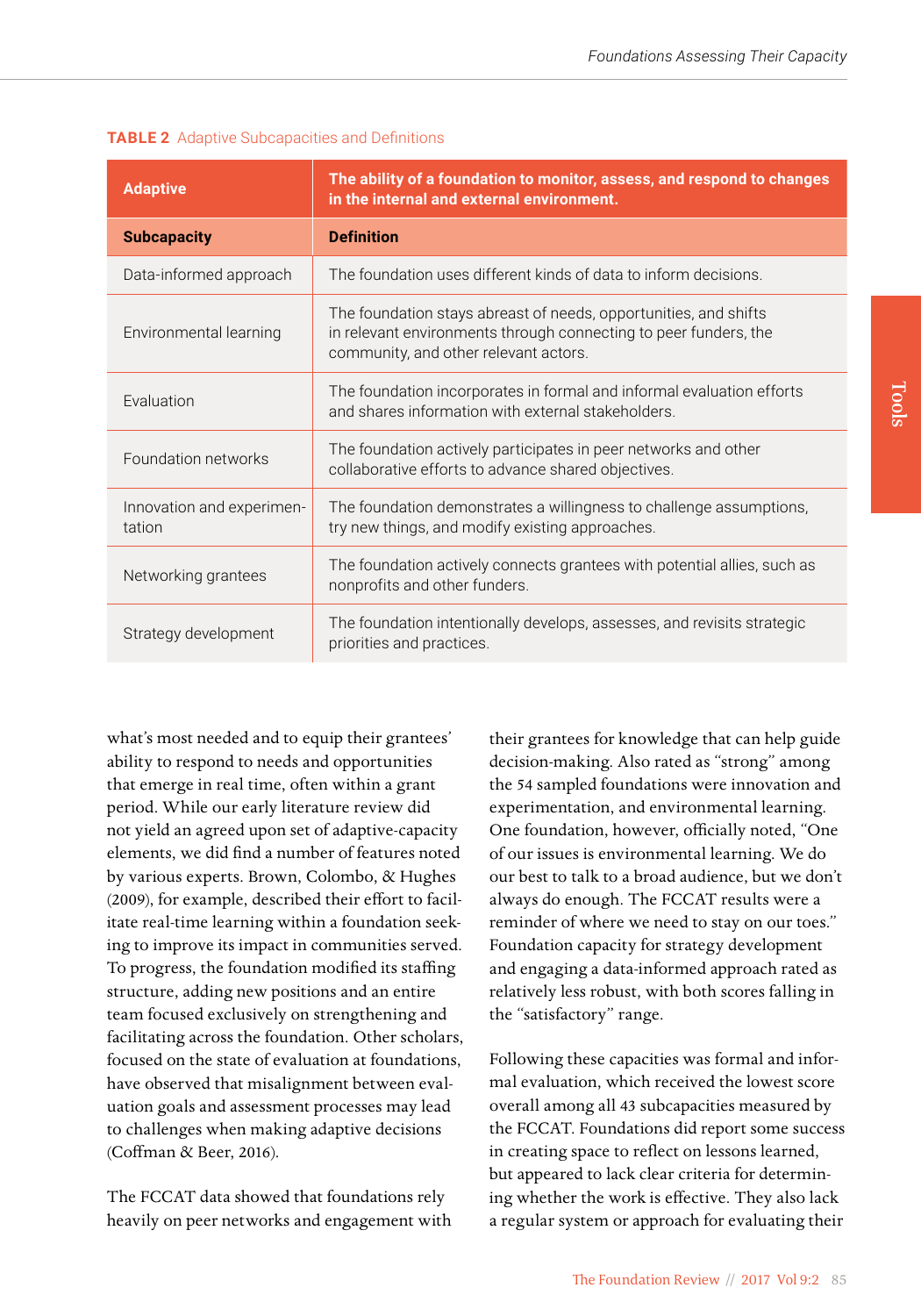**TABLE 2** Adaptive Subcapacities and Definitions

| Adaptive | The ability of a foundation to monitor, assess, and respond to changes in the internal and external environment. |
|---|---|
| **Subcapacity** | **Definition** |
| Data-informed approach | The foundation uses different kinds of data to inform decisions. |
| Environmental learning | The foundation stays abreast of needs, opportunities, and shifts in relevant environments through connecting to peer funders, the community, and other relevant actors. |
| Evaluation | The foundation incorporates in formal and informal evaluation efforts and shares information with external stakeholders. |
| Foundation networks | The foundation actively participates in peer networks and other collaborative efforts to advance shared objectives. |
| Innovation and experimentation | The foundation demonstrates a willingness to challenge assumptions, try new things, and modify existing approaches. |
| Networking grantees | The foundation actively connects grantees with potential allies, such as nonprofits and other funders. |
| Strategy development | The foundation intentionally develops, assesses, and revisits strategic priorities and practices. |

what's most needed and to equip their grantees' ability to respond to needs and opportunities that emerge in real time, often within a grant period. While our early literature review did not yield an agreed upon set of adaptive-capacity elements, we did find a number of features noted by various experts. Brown, Colombo, & Hughes (2009), for example, described their effort to facilitate real-time learning within a foundation seeking to improve its impact in communities served. To progress, the foundation modified its staffing structure, adding new positions and an entire team focused exclusively on strengthening and facilitating across the foundation. Other scholars, focused on the state of evaluation at foundations, have observed that misalignment between evaluation goals and assessment processes may lead to challenges when making adaptive decisions (Coffman & Beer, 2016).

The FCCAT data showed that foundations rely heavily on peer networks and engagement with their grantees for knowledge that can help guide decision-making. Also rated as "strong" among the 54 sampled foundations were innovation and experimentation, and environmental learning. One foundation, however, officially noted, "One of our issues is environmental learning. We do our best to talk to a broad audience, but we don't always do enough. The FCCAT results were a reminder of where we need to stay on our toes." Foundation capacity for strategy development and engaging a data-informed approach rated as relatively less robust, with both scores falling in the "satisfactory" range.

Following these capacities was formal and informal evaluation, which received the lowest score overall among all 43 subcapacities measured by the FCCAT. Foundations did report some success in creating space to reflect on lessons learned, but appeared to lack clear criteria for determining whether the work is effective. They also lack a regular system or approach for evaluating their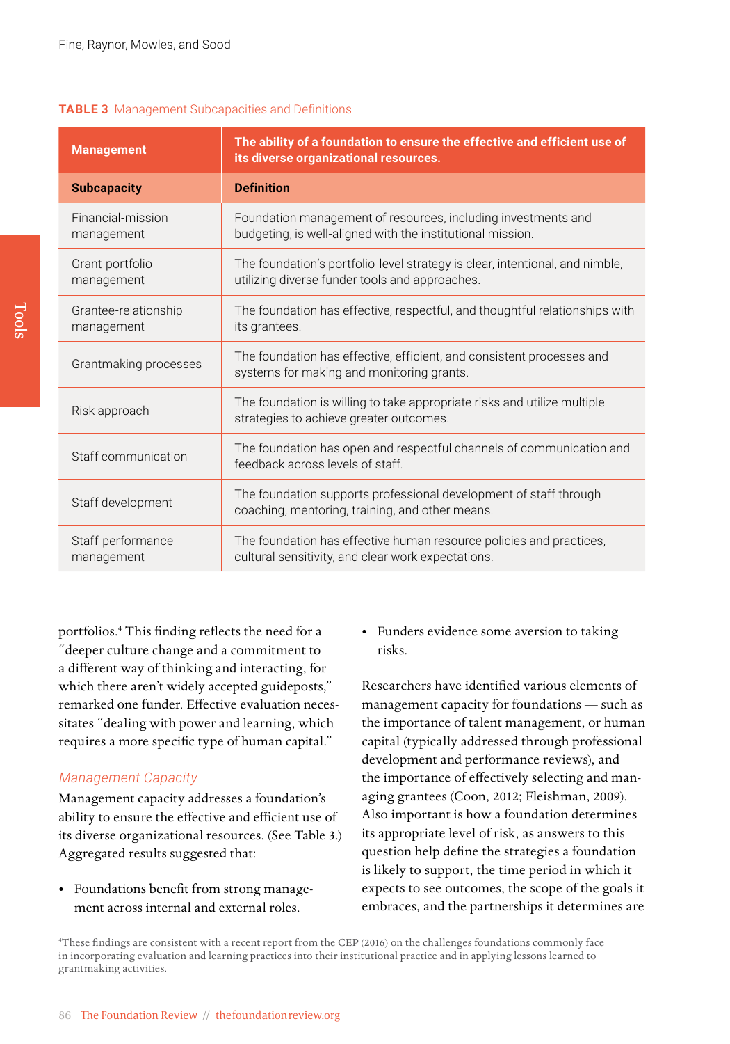**TABLE 3** Management Subcapacities and Definitions

| Management | The ability of a foundation to ensure the effective and efficient use of its diverse organizational resources. |
|---|---|
| **Subcapacity** | **Definition** |
| Financial-mission management | Foundation management of resources, including investments and budgeting, is well-aligned with the institutional mission. |
| Grant-portfolio management | The foundation's portfolio-level strategy is clear, intentional, and nimble, utilizing diverse funder tools and approaches. |
| Grantee-relationship management | The foundation has effective, respectful, and thoughtful relationships with its grantees. |
| Grantmaking processes | The foundation has effective, efficient, and consistent processes and systems for making and monitoring grants. |
| Risk approach | The foundation is willing to take appropriate risks and utilize multiple strategies to achieve greater outcomes. |
| Staff communication | The foundation has open and respectful channels of communication and feedback across levels of staff. |
| Staff development | The foundation supports professional development of staff through coaching, mentoring, training, and other means. |
| Staff-performance management | The foundation has effective human resource policies and practices, cultural sensitivity, and clear work expectations. |

portfolios.[4] This finding reflects the need for a "deeper culture change and a commitment to a different way of thinking and interacting, for which there aren't widely accepted guideposts," remarked one funder. Effective evaluation necessitates "dealing with power and learning, which requires a more specific type of human capital."

### *Management Capacity*

Management capacity addresses a foundation's ability to ensure the effective and efficient use of its diverse organizational resources. (See Table 3.) Aggregated results suggested that:

- Foundations benefit from strong management across internal and external roles.
- Funders evidence some aversion to taking risks.

Researchers have identified various elements of management capacity for foundations — such as the importance of talent management, or human capital (typically addressed through professional development and performance reviews), and the importance of effectively selecting and managing grantees (Coon, 2012; Fleishman, 2009). Also important is how a foundation determines its appropriate level of risk, as answers to this question help define the strategies a foundation is likely to support, the time period in which it expects to see outcomes, the scope of the goals it embraces, and the partnerships it determines are

[4]These findings are consistent with a recent report from the CEP (2016) on the challenges foundations commonly face in incorporating evaluation and learning practices into their institutional practice and in applying lessons learned to grantmaking activities.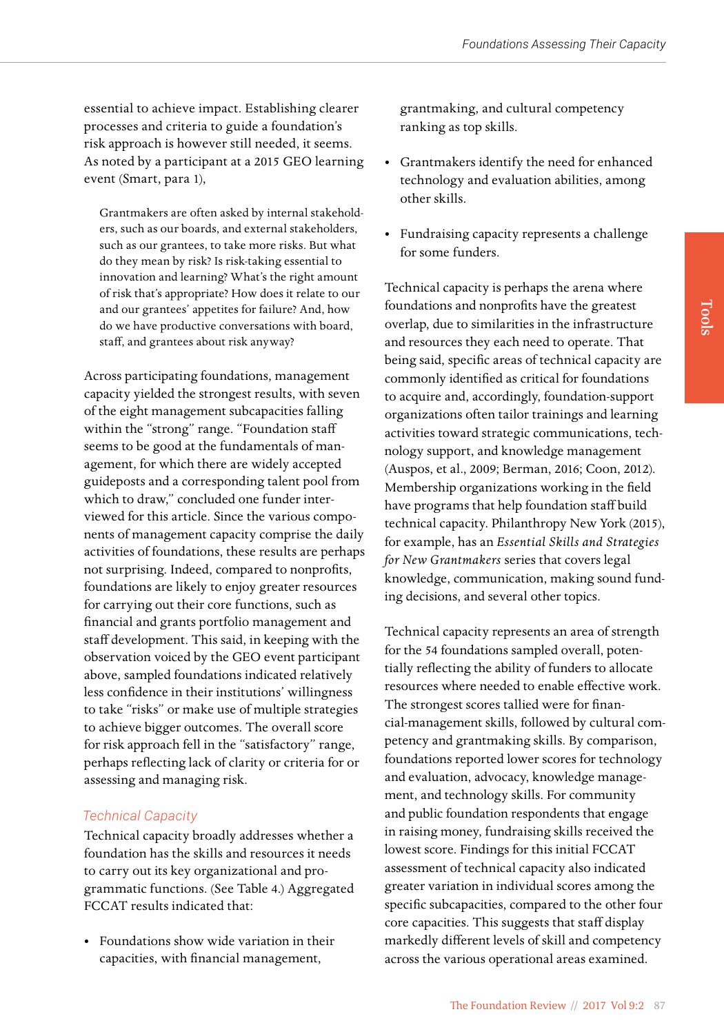essential to achieve impact. Establishing clearer processes and criteria to guide a foundation's risk approach is however still needed, it seems. As noted by a participant at a 2015 GEO learning event (Smart, para 1),

> Grantmakers are often asked by internal stakeholders, such as our boards, and external stakeholders, such as our grantees, to take more risks. But what do they mean by risk? Is risk-taking essential to innovation and learning? What's the right amount of risk that's appropriate? How does it relate to our and our grantees' appetites for failure? And, how do we have productive conversations with board, staff, and grantees about risk anyway?

Across participating foundations, management capacity yielded the strongest results, with seven of the eight management subcapacities falling within the "strong" range. "Foundation staff seems to be good at the fundamentals of management, for which there are widely accepted guideposts and a corresponding talent pool from which to draw," concluded one funder interviewed for this article. Since the various components of management capacity comprise the daily activities of foundations, these results are perhaps not surprising. Indeed, compared to nonprofits, foundations are likely to enjoy greater resources for carrying out their core functions, such as financial and grants portfolio management and staff development. This said, in keeping with the observation voiced by the GEO event participant above, sampled foundations indicated relatively less confidence in their institutions' willingness to take "risks" or make use of multiple strategies to achieve bigger outcomes. The overall score for risk approach fell in the "satisfactory" range, perhaps reflecting lack of clarity or criteria for or assessing and managing risk.

### *Technical Capacity*

Technical capacity broadly addresses whether a foundation has the skills and resources it needs to carry out its key organizational and programmatic functions. (See Table 4.) Aggregated FCCAT results indicated that:

- Foundations show wide variation in their capacities, with financial management, grantmaking, and cultural competency ranking as top skills.
- Grantmakers identify the need for enhanced technology and evaluation abilities, among other skills.
- Fundraising capacity represents a challenge for some funders.

Technical capacity is perhaps the arena where foundations and nonprofits have the greatest overlap, due to similarities in the infrastructure and resources they each need to operate. That being said, specific areas of technical capacity are commonly identified as critical for foundations to acquire and, accordingly, foundation-support organizations often tailor trainings and learning activities toward strategic communications, technology support, and knowledge management (Auspos, et al., 2009; Berman, 2016; Coon, 2012). Membership organizations working in the field have programs that help foundation staff build technical capacity. Philanthropy New York (2015), for example, has an *Essential Skills and Strategies for New Grantmakers* series that covers legal knowledge, communication, making sound funding decisions, and several other topics.

Technical capacity represents an area of strength for the 54 foundations sampled overall, potentially reflecting the ability of funders to allocate resources where needed to enable effective work. The strongest scores tallied were for financial-management skills, followed by cultural competency and grantmaking skills. By comparison, foundations reported lower scores for technology and evaluation, advocacy, knowledge management, and technology skills. For community and public foundation respondents that engage in raising money, fundraising skills received the lowest score. Findings for this initial FCCAT assessment of technical capacity also indicated greater variation in individual scores among the specific subcapacities, compared to the other four core capacities. This suggests that staff display markedly different levels of skill and competency across the various operational areas examined.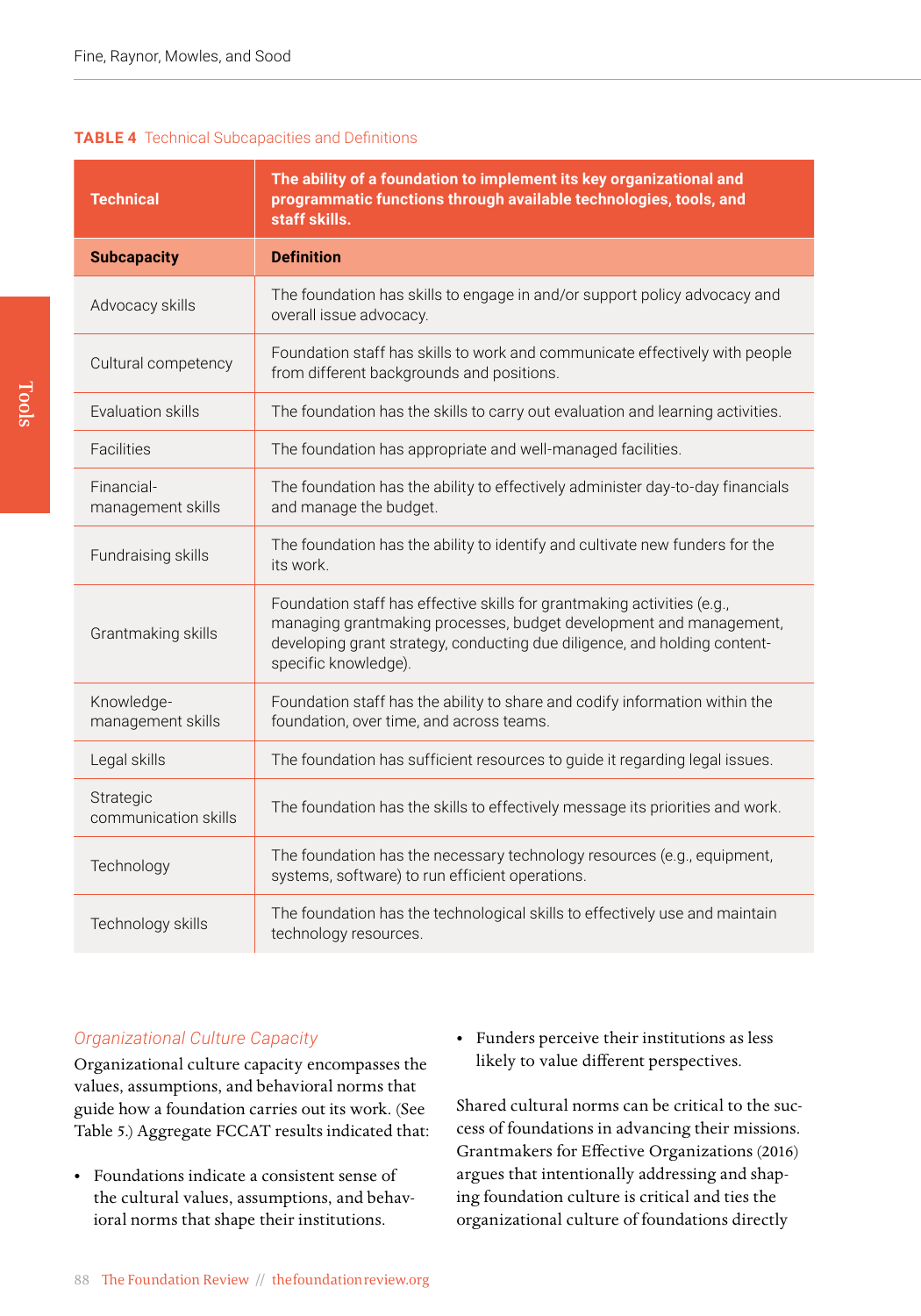**TABLE 4** Technical Subcapacities and Definitions

| **Technical** | **The ability of a foundation to implement its key organizational and programmatic functions through available technologies, tools, and staff skills.** |
|---|---|
| **Subcapacity** | **Definition** |
| Advocacy skills | The foundation has skills to engage in and/or support policy advocacy and overall issue advocacy. |
| Cultural competency | Foundation staff has skills to work and communicate effectively with people from different backgrounds and positions. |
| Evaluation skills | The foundation has the skills to carry out evaluation and learning activities. |
| Facilities | The foundation has appropriate and well-managed facilities. |
| Financial-management skills | The foundation has the ability to effectively administer day-to-day financials and manage the budget. |
| Fundraising skills | The foundation has the ability to identify and cultivate new funders for the its work. |
| Grantmaking skills | Foundation staff has effective skills for grantmaking activities (e.g., managing grantmaking processes, budget development and management, developing grant strategy, conducting due diligence, and holding content-specific knowledge). |
| Knowledge-management skills | Foundation staff has the ability to share and codify information within the foundation, over time, and across teams. |
| Legal skills | The foundation has sufficient resources to guide it regarding legal issues. |
| Strategic communication skills | The foundation has the skills to effectively message its priorities and work. |
| Technology | The foundation has the necessary technology resources (e.g., equipment, systems, software) to run efficient operations. |
| Technology skills | The foundation has the technological skills to effectively use and maintain technology resources. |

### *Organizational Culture Capacity*

Organizational culture capacity encompasses the values, assumptions, and behavioral norms that guide how a foundation carries out its work. (See Table 5.) Aggregate FCCAT results indicated that:

- Foundations indicate a consistent sense of the cultural values, assumptions, and behavioral norms that shape their institutions.
- Funders perceive their institutions as less likely to value different perspectives.

Shared cultural norms can be critical to the success of foundations in advancing their missions. Grantmakers for Effective Organizations (2016) argues that intentionally addressing and shaping foundation culture is critical and ties the organizational culture of foundations directly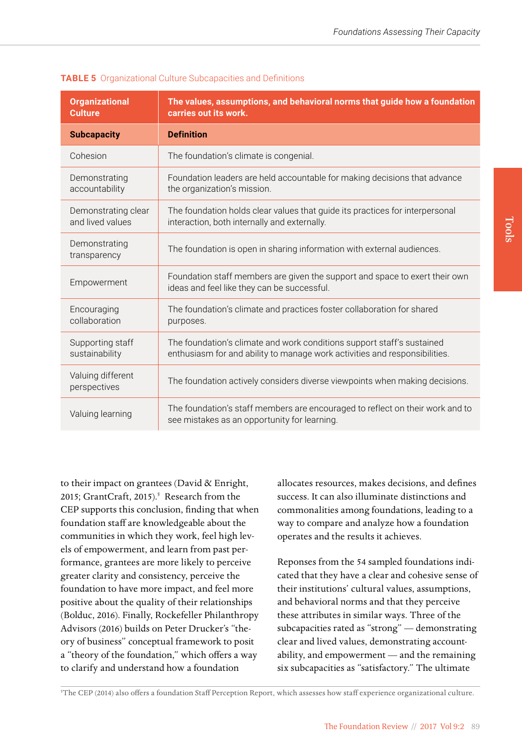**TABLE 5** Organizational Culture Subcapacities and Definitions

| Organizational Culture | The values, assumptions, and behavioral norms that guide how a foundation carries out its work. |
|---|---|
| **Subcapacity** | **Definition** |
| Cohesion | The foundation's climate is congenial. |
| Demonstrating accountability | Foundation leaders are held accountable for making decisions that advance the organization's mission. |
| Demonstrating clear and lived values | The foundation holds clear values that guide its practices for interpersonal interaction, both internally and externally. |
| Demonstrating transparency | The foundation is open in sharing information with external audiences. |
| Empowerment | Foundation staff members are given the support and space to exert their own ideas and feel like they can be successful. |
| Encouraging collaboration | The foundation's climate and practices foster collaboration for shared purposes. |
| Supporting staff sustainability | The foundation's climate and work conditions support staff's sustained enthusiasm for and ability to manage work activities and responsibilities. |
| Valuing different perspectives | The foundation actively considers diverse viewpoints when making decisions. |
| Valuing learning | The foundation's staff members are encouraged to reflect on their work and to see mistakes as an opportunity for learning. |

to their impact on grantees (David & Enright, 2015; GrantCraft, 2015).[5] Research from the CEP supports this conclusion, finding that when foundation staff are knowledgeable about the communities in which they work, feel high levels of empowerment, and learn from past performance, grantees are more likely to perceive greater clarity and consistency, perceive the foundation to have more impact, and feel more positive about the quality of their relationships (Bolduc, 2016). Finally, Rockefeller Philanthropy Advisors (2016) builds on Peter Drucker's "theory of business" conceptual framework to posit a "theory of the foundation," which offers a way to clarify and understand how a foundation allocates resources, makes decisions, and defines success. It can also illuminate distinctions and commonalities among foundations, leading to a way to compare and analyze how a foundation operates and the results it achieves.

Reponses from the 54 sampled foundations indicated that they have a clear and cohesive sense of their institutions' cultural values, assumptions, and behavioral norms and that they perceive these attributes in similar ways. Three of the subcapacities rated as "strong" — demonstrating clear and lived values, demonstrating accountability, and empowerment — and the remaining six subcapacities as "satisfactory." The ultimate

[5]The CEP (2014) also offers a foundation Staff Perception Report, which assesses how staff experience organizational culture.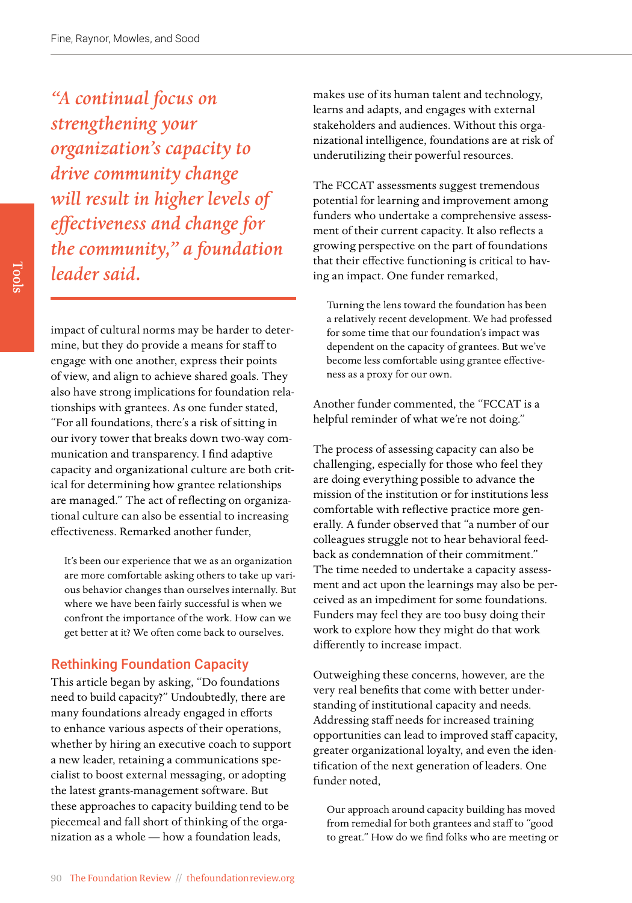*"A continual focus on strengthening your organization's capacity to drive community change will result in higher levels of effectiveness and change for the community," a foundation leader said.*

impact of cultural norms may be harder to determine, but they do provide a means for staff to engage with one another, express their points of view, and align to achieve shared goals. They also have strong implications for foundation relationships with grantees. As one funder stated, "For all foundations, there's a risk of sitting in our ivory tower that breaks down two-way communication and transparency. I find adaptive capacity and organizational culture are both critical for determining how grantee relationships are managed." The act of reflecting on organizational culture can also be essential to increasing effectiveness. Remarked another funder,

> It's been our experience that we as an organization are more comfortable asking others to take up various behavior changes than ourselves internally. But where we have been fairly successful is when we confront the importance of the work. How can we get better at it? We often come back to ourselves.

## Rethinking Foundation Capacity

This article began by asking, "Do foundations need to build capacity?" Undoubtedly, there are many foundations already engaged in efforts to enhance various aspects of their operations, whether by hiring an executive coach to support a new leader, retaining a communications specialist to boost external messaging, or adopting the latest grants-management software. But these approaches to capacity building tend to be piecemeal and fall short of thinking of the organization as a whole — how a foundation leads, makes use of its human talent and technology, learns and adapts, and engages with external stakeholders and audiences. Without this organizational intelligence, foundations are at risk of underutilizing their powerful resources.

The FCCAT assessments suggest tremendous potential for learning and improvement among funders who undertake a comprehensive assessment of their current capacity. It also reflects a growing perspective on the part of foundations that their effective functioning is critical to having an impact. One funder remarked,

> Turning the lens toward the foundation has been a relatively recent development. We had professed for some time that our foundation's impact was dependent on the capacity of grantees. But we've become less comfortable using grantee effectiveness as a proxy for our own.

Another funder commented, the "FCCAT is a helpful reminder of what we're not doing."

The process of assessing capacity can also be challenging, especially for those who feel they are doing everything possible to advance the mission of the institution or for institutions less comfortable with reflective practice more generally. A funder observed that "a number of our colleagues struggle not to hear behavioral feedback as condemnation of their commitment." The time needed to undertake a capacity assessment and act upon the learnings may also be perceived as an impediment for some foundations. Funders may feel they are too busy doing their work to explore how they might do that work differently to increase impact.

Outweighing these concerns, however, are the very real benefits that come with better understanding of institutional capacity and needs. Addressing staff needs for increased training opportunities can lead to improved staff capacity, greater organizational loyalty, and even the identification of the next generation of leaders. One funder noted,

> Our approach around capacity building has moved from remedial for both grantees and staff to "good to great." How do we find folks who are meeting or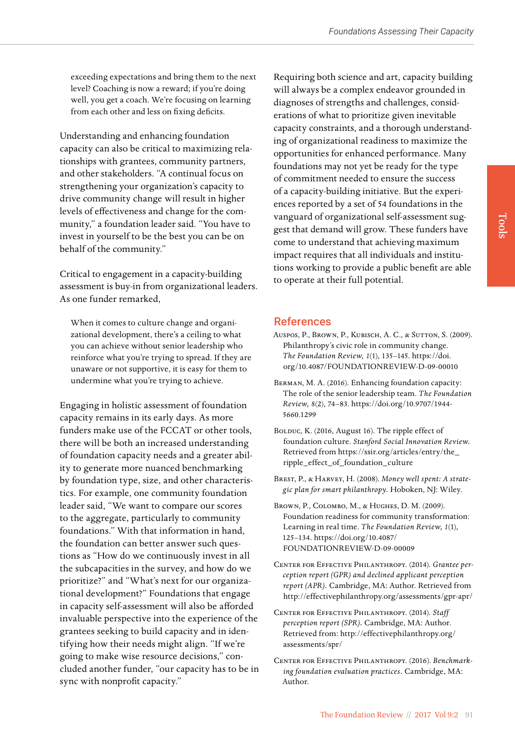> exceeding expectations and bring them to the next level? Coaching is now a reward; if you're doing well, you get a coach. We're focusing on learning from each other and less on fixing deficits.

Understanding and enhancing foundation capacity can also be critical to maximizing relationships with grantees, community partners, and other stakeholders. "A continual focus on strengthening your organization's capacity to drive community change will result in higher levels of effectiveness and change for the community," a foundation leader said. "You have to invest in yourself to be the best you can be on behalf of the community."

Critical to engagement in a capacity-building assessment is buy-in from organizational leaders. As one funder remarked,

> When it comes to culture change and organizational development, there's a ceiling to what you can achieve without senior leadership who reinforce what you're trying to spread. If they are unaware or not supportive, it is easy for them to undermine what you're trying to achieve.

Engaging in holistic assessment of foundation capacity remains in its early days. As more funders make use of the FCCAT or other tools, there will be both an increased understanding of foundation capacity needs and a greater ability to generate more nuanced benchmarking by foundation type, size, and other characteristics. For example, one community foundation leader said, "We want to compare our scores to the aggregate, particularly to community foundations." With that information in hand, the foundation can better answer such questions as "How do we continuously invest in all the subcapacities in the survey, and how do we prioritize?" and "What's next for our organizational development?" Foundations that engage in capacity self-assessment will also be afforded invaluable perspective into the experience of the grantees seeking to build capacity and in identifying how their needs might align. "If we're going to make wise resource decisions," concluded another funder, "our capacity has to be in sync with nonprofit capacity."

Requiring both science and art, capacity building will always be a complex endeavor grounded in diagnoses of strengths and challenges, considerations of what to prioritize given inevitable capacity constraints, and a thorough understanding of organizational readiness to maximize the opportunities for enhanced performance. Many foundations may not yet be ready for the type of commitment needed to ensure the success of a capacity-building initiative. But the experiences reported by a set of 54 foundations in the vanguard of organizational self-assessment suggest that demand will grow. These funders have come to understand that achieving maximum impact requires that all individuals and institutions working to provide a public benefit are able to operate at their full potential.

## References

Auspos, P., Brown, P., Kubisch, A. C., & Sutton, S. (2009). Philanthropy's civic role in community change. *The Foundation Review, 1*(1), 135–145. https://doi.org/10.4087/FOUNDATIONREVIEW-D-09-00010

Berman, M. A. (2016). Enhancing foundation capacity: The role of the senior leadership team. *The Foundation Review, 8*(2), 74–83. https://doi.org/10.9707/1944-5660.1299

Bolduc, K. (2016, August 16). The ripple effect of foundation culture. *Stanford Social Innovation Review*. Retrieved from https://ssir.org/articles/entry/the_ripple_effect_of_foundation_culture

Brest, P., & Harvey, H. (2008). *Money well spent: A strategic plan for smart philanthropy*. Hoboken, NJ: Wiley.

Brown, P., Colombo, M., & Hughes, D. M. (2009). Foundation readiness for community transformation: Learning in real time. *The Foundation Review, 1*(1), 125–134. https://doi.org/10.4087/FOUNDATIONREVIEW-D-09-00009

Center for Effective Philanthropy. (2014). *Grantee perception report (GPR) and declined applicant perception report (APR)*. Cambridge, MA: Author. Retrieved from http://effectivephilanthropy.org/assessments/gpr-apr/

Center for Effective Philanthropy. (2014). *Staff perception report (SPR)*. Cambridge, MA: Author. Retrieved from: http://effectivephilanthropy.org/assessments/spr/

Center for Effective Philanthropy. (2016). *Benchmarking foundation evaluation practices*. Cambridge, MA: Author.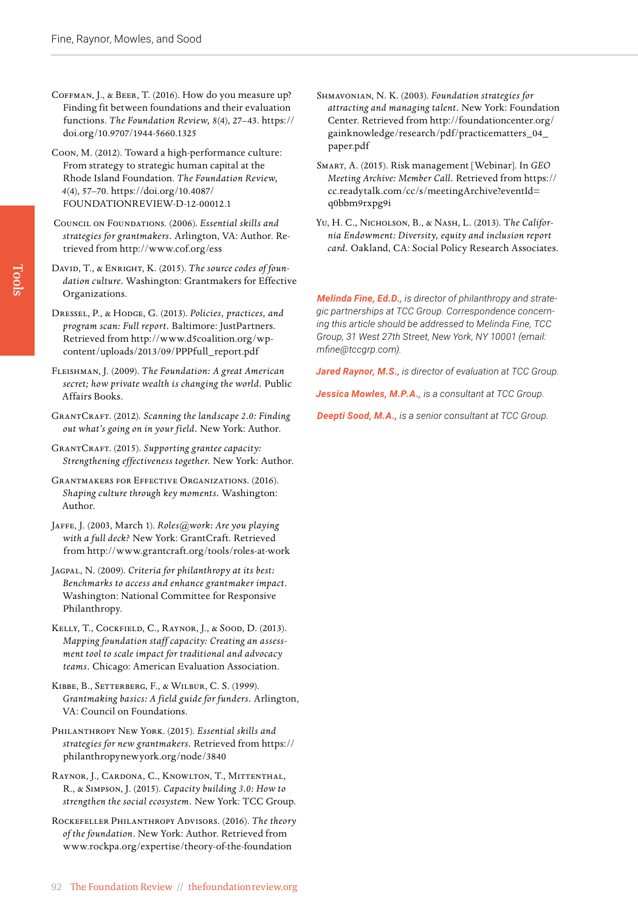Coffman, J., & Beer, T. (2016). How do you measure up? Finding fit between foundations and their evaluation functions. *The Foundation Review, 8*(4), 27–43. https://doi.org/10.9707/1944-5660.1325

Coon, M. (2012). Toward a high-performance culture: From strategy to strategic human capital at the Rhode Island Foundation. *The Foundation Review, 4*(4), 57–70. https://doi.org/10.4087/FOUNDATIONREVIEW-D-12-00012.1

Council on Foundations. (2006). *Essential skills and strategies for grantmakers.* Arlington, VA: Author. Retrieved from http://www.cof.org/ess

David, T., & Enright, K. (2015). *The source codes of foundation culture.* Washington: Grantmakers for Effective Organizations.

Dressel, P., & Hodge, G. (2013). *Policies, practices, and program scan: Full report.* Baltimore: JustPartners. Retrieved from http://www.d5coalition.org/wp-content/uploads/2013/09/PPPfull_report.pdf

Fleishman, J. (2009). *The Foundation: A great American secret; how private wealth is changing the world.* Public Affairs Books.

GrantCraft. (2012). *Scanning the landscape 2.0: Finding out what's going on in your field.* New York: Author.

GrantCraft. (2015). *Supporting grantee capacity: Strengthening effectiveness together.* New York: Author.

Grantmakers for Effective Organizations. (2016). *Shaping culture through key moments.* Washington: Author.

Jaffe, J. (2003, March 1). *Roles@work: Are you playing with a full deck?* New York: GrantCraft. Retrieved from http://www.grantcraft.org/tools/roles-at-work

Jagpal, N. (2009). *Criteria for philanthropy at its best: Benchmarks to access and enhance grantmaker impact.* Washington: National Committee for Responsive Philanthropy.

Kelly, T., Cockfield, C., Raynor, J., & Sood, D. (2013). *Mapping foundation staff capacity: Creating an assessment tool to scale impact for traditional and advocacy teams.* Chicago: American Evaluation Association.

Kibbe, B., Setterberg, F., & Wilbur, C. S. (1999). *Grantmaking basics: A field guide for funders.* Arlington, VA: Council on Foundations.

Philanthropy New York. (2015). *Essential skills and strategies for new grantmakers.* Retrieved from https://philanthropynewyork.org/node/3840

Raynor, J., Cardona, C., Knowlton, T., Mittenthal, R., & Simpson, J. (2015). *Capacity building 3.0: How to strengthen the social ecosystem.* New York: TCC Group.

Rockefeller Philanthropy Advisors. (2016). *The theory of the foundation.* New York: Author. Retrieved from www.rockpa.org/expertise/theory-of-the-foundation

Shmavonian, N. K. (2003). *Foundation strategies for attracting and managing talent.* New York: Foundation Center. Retrieved from http://foundationcenter.org/gainknowledge/research/pdf/practicematters_04_paper.pdf

Smart, A. (2015). Risk management [Webinar]. In *GEO Meeting Archive: Member Call.* Retrieved from https://cc.readytalk.com/cc/s/meetingArchive?eventId=q0bbm9rxpg9i

Yu, H. C., Nicholson, B., & Nash, L. (2013). *The California Endowment: Diversity, equity and inclusion report card.* Oakland, CA: Social Policy Research Associates.

***Melinda Fine, Ed.D.,*** *is director of philanthropy and strategic partnerships at TCC Group. Correspondence concerning this article should be addressed to Melinda Fine, TCC Group, 31 West 27th Street, New York, NY 10001 (email: mfine@tccgrp.com).*

***Jared Raynor, M.S.,*** *is director of evaluation at TCC Group.*

***Jessica Mowles, M.P.A.,*** *is a consultant at TCC Group.*

***Deepti Sood, M.A.,*** *is a senior consultant at TCC Group.*